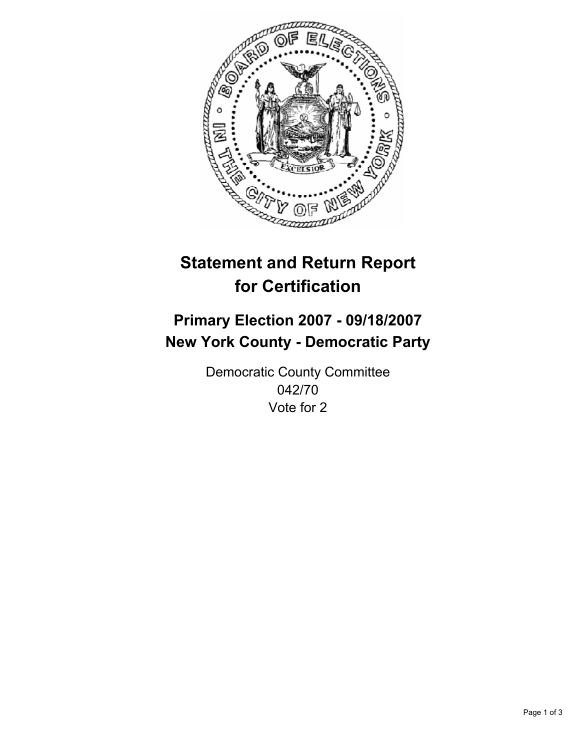# Statement and Return Report for Certification

## Primary Election 2007 - 09/18/2007
## New York County - Democratic Party

Democratic County Committee
042/70
Vote for 2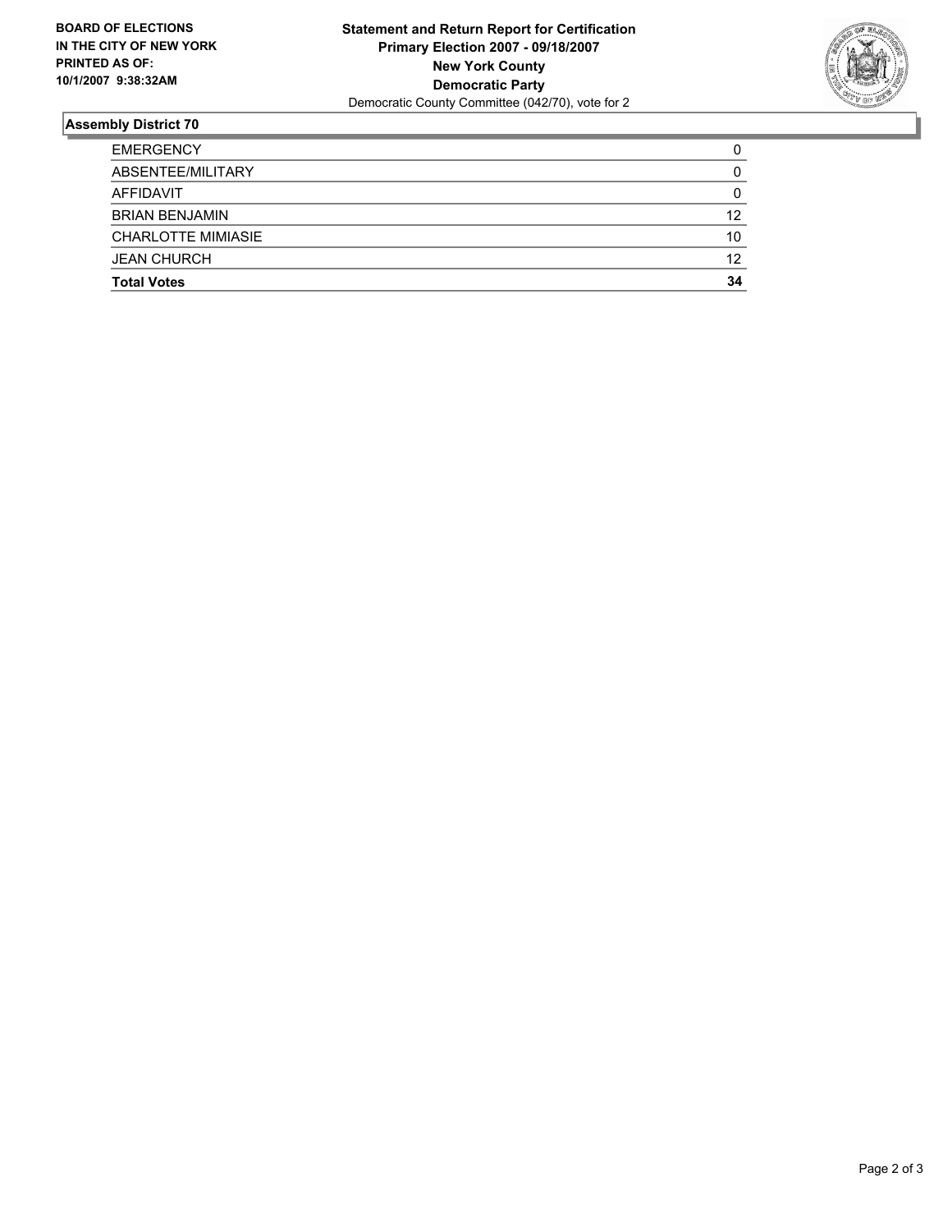**BOARD OF ELECTIONS IN THE CITY OF NEW YORK PRINTED AS OF: 10/1/2007 9:38:32AM**

**Statement and Return Report for Certification**
**Primary Election 2007 - 09/18/2007**
**New York County**
**Democratic Party**
Democratic County Committee (042/70), vote for 2

## Assembly District 70

| | |
|---|---|
| EMERGENCY | 0 |
| ABSENTEE/MILITARY | 0 |
| AFFIDAVIT | 0 |
| BRIAN BENJAMIN | 12 |
| CHARLOTTE MIMIASIE | 10 |
| JEAN CHURCH | 12 |
| **Total Votes** | **34** |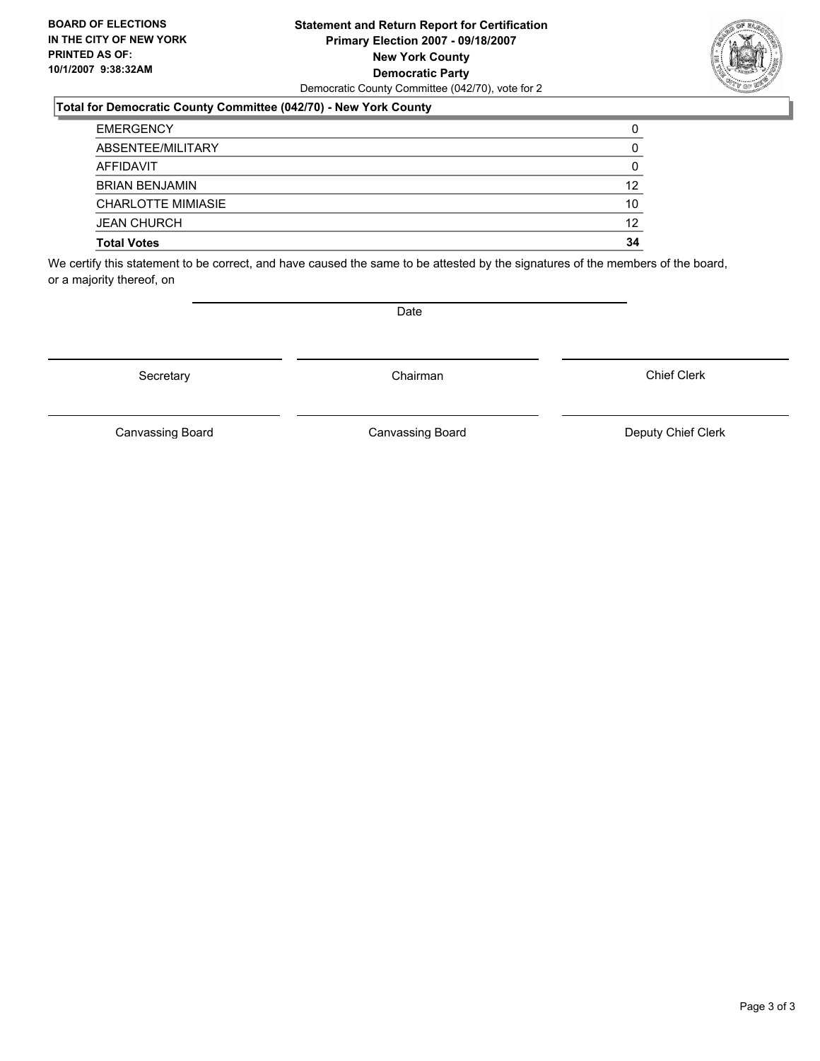**BOARD OF ELECTIONS IN THE CITY OF NEW YORK PRINTED AS OF: 10/1/2007 9:38:32AM**

**Statement and Return Report for Certification**
**Primary Election 2007 - 09/18/2007**
**New York County**
**Democratic Party**
Democratic County Committee (042/70), vote for 2

### Total for Democratic County Committee (042/70) - New York County

| | |
|---|---|
| EMERGENCY | 0 |
| ABSENTEE/MILITARY | 0 |
| AFFIDAVIT | 0 |
| BRIAN BENJAMIN | 12 |
| CHARLOTTE MIMIASIE | 10 |
| JEAN CHURCH | 12 |
| **Total Votes** | **34** |

We certify this statement to be correct, and have caused the same to be attested by the signatures of the members of the board, or a majority thereof, on

Date

Secretary | Chairman | Chief Clerk

Canvassing Board | Canvassing Board | Deputy Chief Clerk